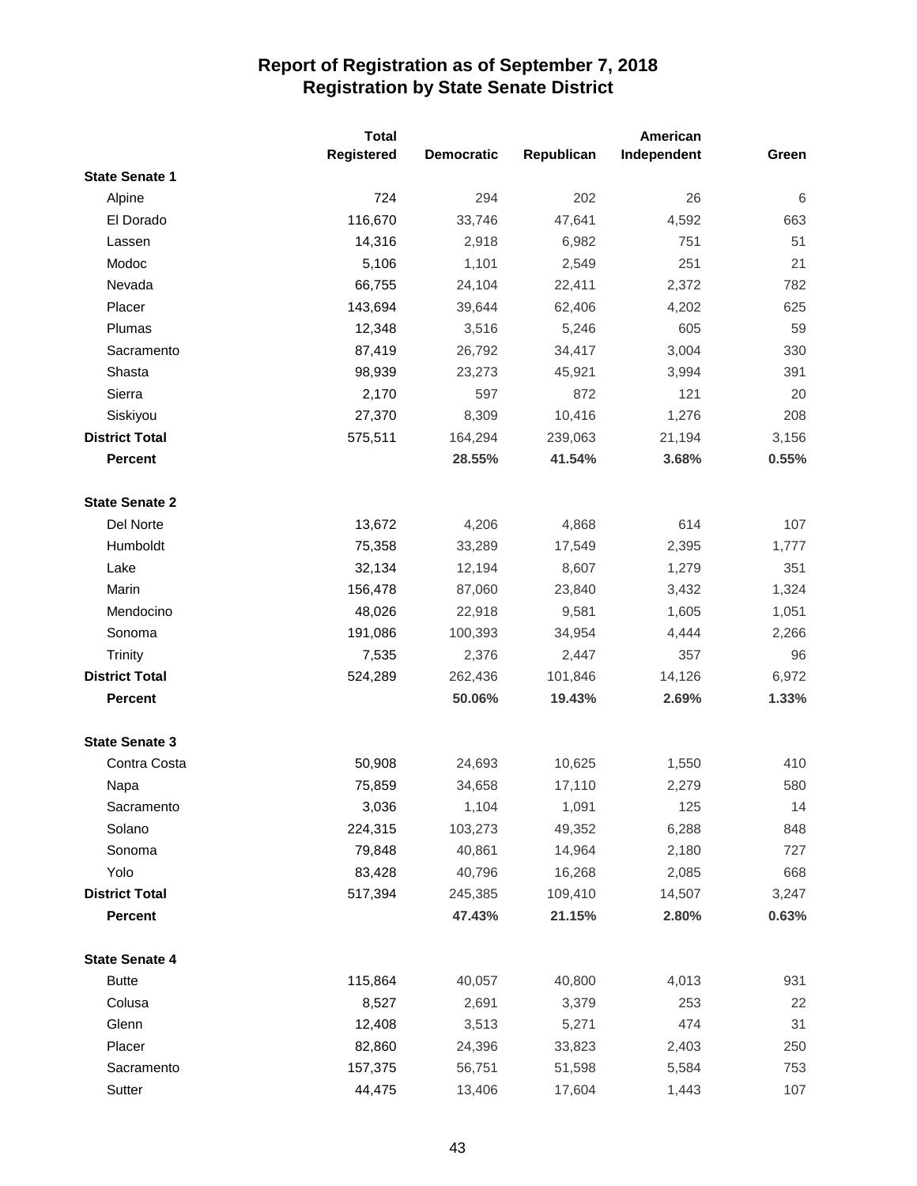# Report of Registration as of September 7, 2018
## Registration by State Senate District

| | Total Registered | Democratic | Republican | American Independent | Green |
|---|---|---|---|---|---|
| **State Senate 1** | | | | | |
| Alpine | 724 | 294 | 202 | 26 | 6 |
| El Dorado | 116,670 | 33,746 | 47,641 | 4,592 | 663 |
| Lassen | 14,316 | 2,918 | 6,982 | 751 | 51 |
| Modoc | 5,106 | 1,101 | 2,549 | 251 | 21 |
| Nevada | 66,755 | 24,104 | 22,411 | 2,372 | 782 |
| Placer | 143,694 | 39,644 | 62,406 | 4,202 | 625 |
| Plumas | 12,348 | 3,516 | 5,246 | 605 | 59 |
| Sacramento | 87,419 | 26,792 | 34,417 | 3,004 | 330 |
| Shasta | 98,939 | 23,273 | 45,921 | 3,994 | 391 |
| Sierra | 2,170 | 597 | 872 | 121 | 20 |
| Siskiyou | 27,370 | 8,309 | 10,416 | 1,276 | 208 |
| **District Total** | 575,511 | 164,294 | 239,063 | 21,194 | 3,156 |
| **Percent** | | **28.55%** | **41.54%** | **3.68%** | **0.55%** |
| **State Senate 2** | | | | | |
| Del Norte | 13,672 | 4,206 | 4,868 | 614 | 107 |
| Humboldt | 75,358 | 33,289 | 17,549 | 2,395 | 1,777 |
| Lake | 32,134 | 12,194 | 8,607 | 1,279 | 351 |
| Marin | 156,478 | 87,060 | 23,840 | 3,432 | 1,324 |
| Mendocino | 48,026 | 22,918 | 9,581 | 1,605 | 1,051 |
| Sonoma | 191,086 | 100,393 | 34,954 | 4,444 | 2,266 |
| Trinity | 7,535 | 2,376 | 2,447 | 357 | 96 |
| **District Total** | 524,289 | 262,436 | 101,846 | 14,126 | 6,972 |
| **Percent** | | **50.06%** | **19.43%** | **2.69%** | **1.33%** |
| **State Senate 3** | | | | | |
| Contra Costa | 50,908 | 24,693 | 10,625 | 1,550 | 410 |
| Napa | 75,859 | 34,658 | 17,110 | 2,279 | 580 |
| Sacramento | 3,036 | 1,104 | 1,091 | 125 | 14 |
| Solano | 224,315 | 103,273 | 49,352 | 6,288 | 848 |
| Sonoma | 79,848 | 40,861 | 14,964 | 2,180 | 727 |
| Yolo | 83,428 | 40,796 | 16,268 | 2,085 | 668 |
| **District Total** | 517,394 | 245,385 | 109,410 | 14,507 | 3,247 |
| **Percent** | | **47.43%** | **21.15%** | **2.80%** | **0.63%** |
| **State Senate 4** | | | | | |
| Butte | 115,864 | 40,057 | 40,800 | 4,013 | 931 |
| Colusa | 8,527 | 2,691 | 3,379 | 253 | 22 |
| Glenn | 12,408 | 3,513 | 5,271 | 474 | 31 |
| Placer | 82,860 | 24,396 | 33,823 | 2,403 | 250 |
| Sacramento | 157,375 | 56,751 | 51,598 | 5,584 | 753 |
| Sutter | 44,475 | 13,406 | 17,604 | 1,443 | 107 |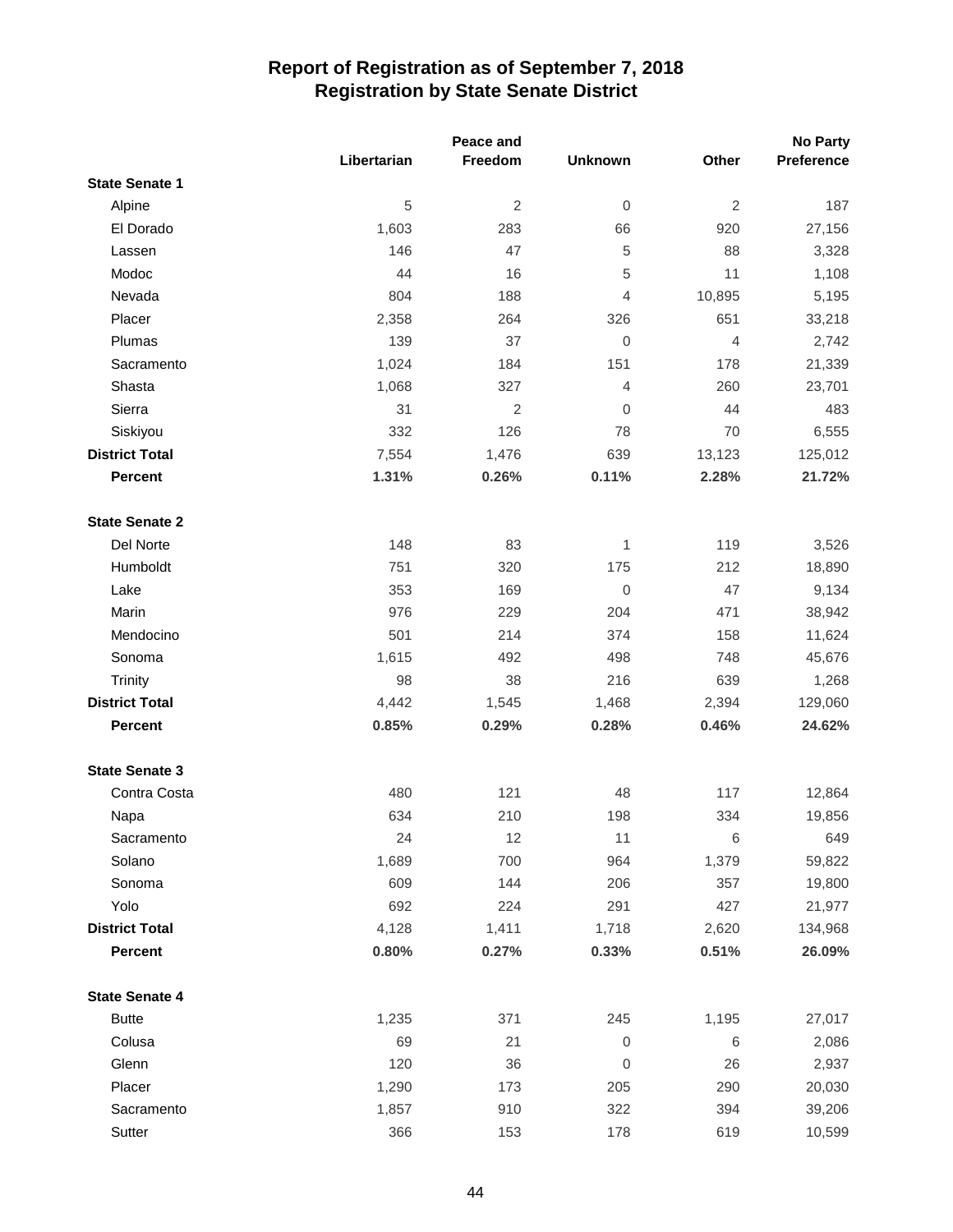# Report of Registration as of September 7, 2018
## Registration by State Senate District

| | Libertarian | Peace and Freedom | Unknown | Other | No Party Preference |
|---|---|---|---|---|---|
| **State Senate 1** | | | | | |
| Alpine | 5 | 2 | 0 | 2 | 187 |
| El Dorado | 1,603 | 283 | 66 | 920 | 27,156 |
| Lassen | 146 | 47 | 5 | 88 | 3,328 |
| Modoc | 44 | 16 | 5 | 11 | 1,108 |
| Nevada | 804 | 188 | 4 | 10,895 | 5,195 |
| Placer | 2,358 | 264 | 326 | 651 | 33,218 |
| Plumas | 139 | 37 | 0 | 4 | 2,742 |
| Sacramento | 1,024 | 184 | 151 | 178 | 21,339 |
| Shasta | 1,068 | 327 | 4 | 260 | 23,701 |
| Sierra | 31 | 2 | 0 | 44 | 483 |
| Siskiyou | 332 | 126 | 78 | 70 | 6,555 |
| **District Total** | 7,554 | 1,476 | 639 | 13,123 | 125,012 |
| **Percent** | **1.31%** | **0.26%** | **0.11%** | **2.28%** | **21.72%** |
| **State Senate 2** | | | | | |
| Del Norte | 148 | 83 | 1 | 119 | 3,526 |
| Humboldt | 751 | 320 | 175 | 212 | 18,890 |
| Lake | 353 | 169 | 0 | 47 | 9,134 |
| Marin | 976 | 229 | 204 | 471 | 38,942 |
| Mendocino | 501 | 214 | 374 | 158 | 11,624 |
| Sonoma | 1,615 | 492 | 498 | 748 | 45,676 |
| Trinity | 98 | 38 | 216 | 639 | 1,268 |
| **District Total** | 4,442 | 1,545 | 1,468 | 2,394 | 129,060 |
| **Percent** | **0.85%** | **0.29%** | **0.28%** | **0.46%** | **24.62%** |
| **State Senate 3** | | | | | |
| Contra Costa | 480 | 121 | 48 | 117 | 12,864 |
| Napa | 634 | 210 | 198 | 334 | 19,856 |
| Sacramento | 24 | 12 | 11 | 6 | 649 |
| Solano | 1,689 | 700 | 964 | 1,379 | 59,822 |
| Sonoma | 609 | 144 | 206 | 357 | 19,800 |
| Yolo | 692 | 224 | 291 | 427 | 21,977 |
| **District Total** | 4,128 | 1,411 | 1,718 | 2,620 | 134,968 |
| **Percent** | **0.80%** | **0.27%** | **0.33%** | **0.51%** | **26.09%** |
| **State Senate 4** | | | | | |
| Butte | 1,235 | 371 | 245 | 1,195 | 27,017 |
| Colusa | 69 | 21 | 0 | 6 | 2,086 |
| Glenn | 120 | 36 | 0 | 26 | 2,937 |
| Placer | 1,290 | 173 | 205 | 290 | 20,030 |
| Sacramento | 1,857 | 910 | 322 | 394 | 39,206 |
| Sutter | 366 | 153 | 178 | 619 | 10,599 |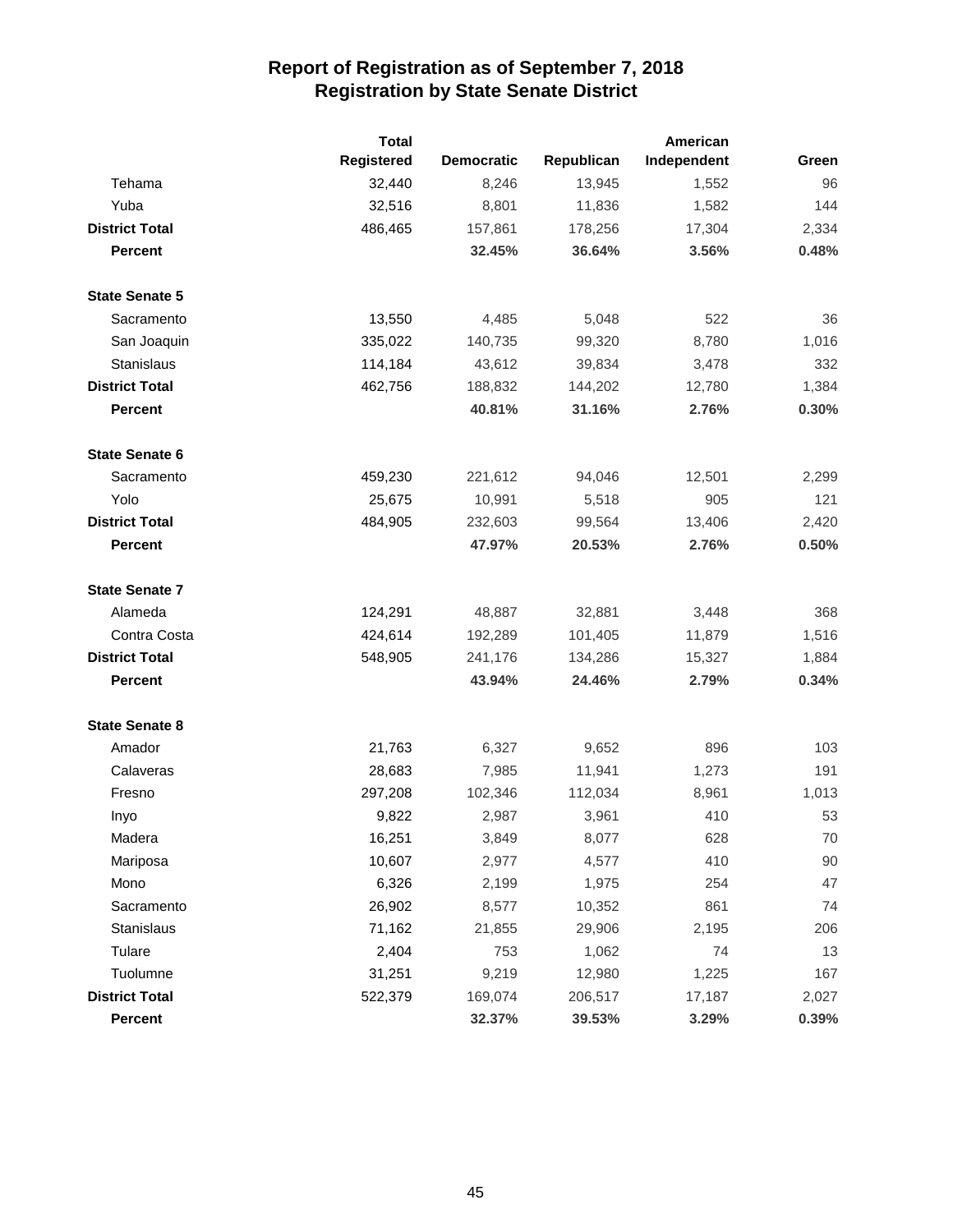# Report of Registration as of September 7, 2018
## Registration by State Senate District

| | Total Registered | Democratic | Republican | American Independent | Green |
|---|---|---|---|---|---|
| Tehama | 32,440 | 8,246 | 13,945 | 1,552 | 96 |
| Yuba | 32,516 | 8,801 | 11,836 | 1,582 | 144 |
| **District Total** | 486,465 | 157,861 | 178,256 | 17,304 | 2,334 |
| **Percent** | | **32.45%** | **36.64%** | **3.56%** | **0.48%** |
| **State Senate 5** | | | | | |
| Sacramento | 13,550 | 4,485 | 5,048 | 522 | 36 |
| San Joaquin | 335,022 | 140,735 | 99,320 | 8,780 | 1,016 |
| Stanislaus | 114,184 | 43,612 | 39,834 | 3,478 | 332 |
| **District Total** | 462,756 | 188,832 | 144,202 | 12,780 | 1,384 |
| **Percent** | | **40.81%** | **31.16%** | **2.76%** | **0.30%** |
| **State Senate 6** | | | | | |
| Sacramento | 459,230 | 221,612 | 94,046 | 12,501 | 2,299 |
| Yolo | 25,675 | 10,991 | 5,518 | 905 | 121 |
| **District Total** | 484,905 | 232,603 | 99,564 | 13,406 | 2,420 |
| **Percent** | | **47.97%** | **20.53%** | **2.76%** | **0.50%** |
| **State Senate 7** | | | | | |
| Alameda | 124,291 | 48,887 | 32,881 | 3,448 | 368 |
| Contra Costa | 424,614 | 192,289 | 101,405 | 11,879 | 1,516 |
| **District Total** | 548,905 | 241,176 | 134,286 | 15,327 | 1,884 |
| **Percent** | | **43.94%** | **24.46%** | **2.79%** | **0.34%** |
| **State Senate 8** | | | | | |
| Amador | 21,763 | 6,327 | 9,652 | 896 | 103 |
| Calaveras | 28,683 | 7,985 | 11,941 | 1,273 | 191 |
| Fresno | 297,208 | 102,346 | 112,034 | 8,961 | 1,013 |
| Inyo | 9,822 | 2,987 | 3,961 | 410 | 53 |
| Madera | 16,251 | 3,849 | 8,077 | 628 | 70 |
| Mariposa | 10,607 | 2,977 | 4,577 | 410 | 90 |
| Mono | 6,326 | 2,199 | 1,975 | 254 | 47 |
| Sacramento | 26,902 | 8,577 | 10,352 | 861 | 74 |
| Stanislaus | 71,162 | 21,855 | 29,906 | 2,195 | 206 |
| Tulare | 2,404 | 753 | 1,062 | 74 | 13 |
| Tuolumne | 31,251 | 9,219 | 12,980 | 1,225 | 167 |
| **District Total** | 522,379 | 169,074 | 206,517 | 17,187 | 2,027 |
| **Percent** | | **32.37%** | **39.53%** | **3.29%** | **0.39%** |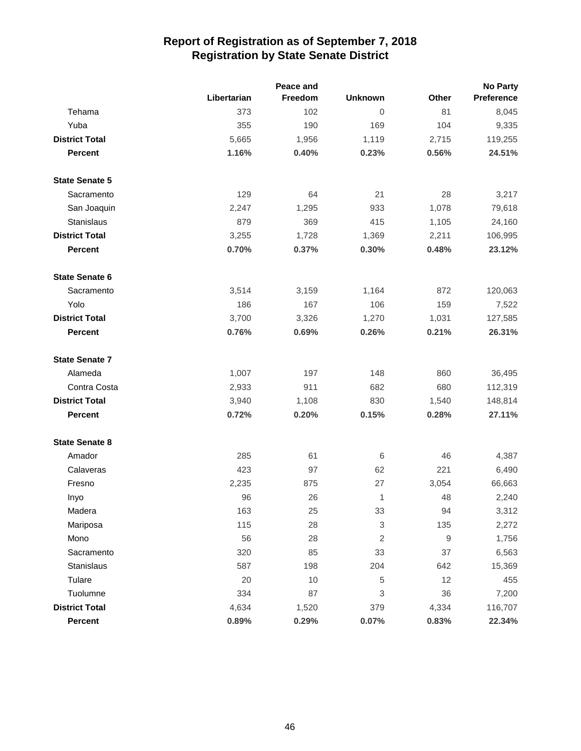# Report of Registration as of September 7, 2018
## Registration by State Senate District

| | Libertarian | Peace and Freedom | Unknown | Other | No Party Preference |
|---|---|---|---|---|---|
| Tehama | 373 | 102 | 0 | 81 | 8,045 |
| Yuba | 355 | 190 | 169 | 104 | 9,335 |
| **District Total** | 5,665 | 1,956 | 1,119 | 2,715 | 119,255 |
| **Percent** | **1.16%** | **0.40%** | **0.23%** | **0.56%** | **24.51%** |
| **State Senate 5** | | | | | |
| Sacramento | 129 | 64 | 21 | 28 | 3,217 |
| San Joaquin | 2,247 | 1,295 | 933 | 1,078 | 79,618 |
| Stanislaus | 879 | 369 | 415 | 1,105 | 24,160 |
| **District Total** | 3,255 | 1,728 | 1,369 | 2,211 | 106,995 |
| **Percent** | **0.70%** | **0.37%** | **0.30%** | **0.48%** | **23.12%** |
| **State Senate 6** | | | | | |
| Sacramento | 3,514 | 3,159 | 1,164 | 872 | 120,063 |
| Yolo | 186 | 167 | 106 | 159 | 7,522 |
| **District Total** | 3,700 | 3,326 | 1,270 | 1,031 | 127,585 |
| **Percent** | **0.76%** | **0.69%** | **0.26%** | **0.21%** | **26.31%** |
| **State Senate 7** | | | | | |
| Alameda | 1,007 | 197 | 148 | 860 | 36,495 |
| Contra Costa | 2,933 | 911 | 682 | 680 | 112,319 |
| **District Total** | 3,940 | 1,108 | 830 | 1,540 | 148,814 |
| **Percent** | **0.72%** | **0.20%** | **0.15%** | **0.28%** | **27.11%** |
| **State Senate 8** | | | | | |
| Amador | 285 | 61 | 6 | 46 | 4,387 |
| Calaveras | 423 | 97 | 62 | 221 | 6,490 |
| Fresno | 2,235 | 875 | 27 | 3,054 | 66,663 |
| Inyo | 96 | 26 | 1 | 48 | 2,240 |
| Madera | 163 | 25 | 33 | 94 | 3,312 |
| Mariposa | 115 | 28 | 3 | 135 | 2,272 |
| Mono | 56 | 28 | 2 | 9 | 1,756 |
| Sacramento | 320 | 85 | 33 | 37 | 6,563 |
| Stanislaus | 587 | 198 | 204 | 642 | 15,369 |
| Tulare | 20 | 10 | 5 | 12 | 455 |
| Tuolumne | 334 | 87 | 3 | 36 | 7,200 |
| **District Total** | 4,634 | 1,520 | 379 | 4,334 | 116,707 |
| **Percent** | **0.89%** | **0.29%** | **0.07%** | **0.83%** | **22.34%** |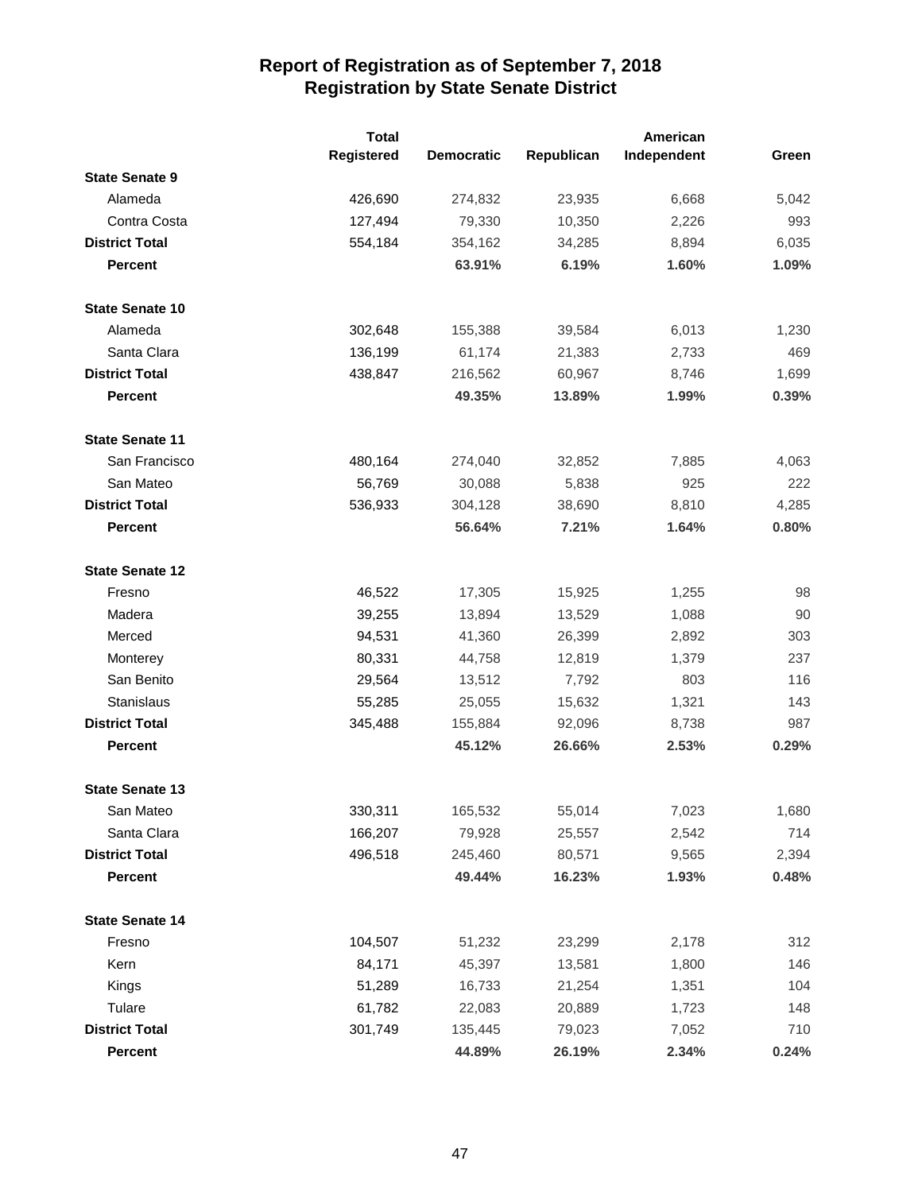# Report of Registration as of September 7, 2018
## Registration by State Senate District

| | Total Registered | Democratic | Republican | American Independent | Green |
|---|---|---|---|---|---|
| **State Senate 9** | | | | | |
| Alameda | 426,690 | 274,832 | 23,935 | 6,668 | 5,042 |
| Contra Costa | 127,494 | 79,330 | 10,350 | 2,226 | 993 |
| **District Total** | 554,184 | 354,162 | 34,285 | 8,894 | 6,035 |
| **Percent** | | **63.91%** | **6.19%** | **1.60%** | **1.09%** |
| **State Senate 10** | | | | | |
| Alameda | 302,648 | 155,388 | 39,584 | 6,013 | 1,230 |
| Santa Clara | 136,199 | 61,174 | 21,383 | 2,733 | 469 |
| **District Total** | 438,847 | 216,562 | 60,967 | 8,746 | 1,699 |
| **Percent** | | **49.35%** | **13.89%** | **1.99%** | **0.39%** |
| **State Senate 11** | | | | | |
| San Francisco | 480,164 | 274,040 | 32,852 | 7,885 | 4,063 |
| San Mateo | 56,769 | 30,088 | 5,838 | 925 | 222 |
| **District Total** | 536,933 | 304,128 | 38,690 | 8,810 | 4,285 |
| **Percent** | | **56.64%** | **7.21%** | **1.64%** | **0.80%** |
| **State Senate 12** | | | | | |
| Fresno | 46,522 | 17,305 | 15,925 | 1,255 | 98 |
| Madera | 39,255 | 13,894 | 13,529 | 1,088 | 90 |
| Merced | 94,531 | 41,360 | 26,399 | 2,892 | 303 |
| Monterey | 80,331 | 44,758 | 12,819 | 1,379 | 237 |
| San Benito | 29,564 | 13,512 | 7,792 | 803 | 116 |
| Stanislaus | 55,285 | 25,055 | 15,632 | 1,321 | 143 |
| **District Total** | 345,488 | 155,884 | 92,096 | 8,738 | 987 |
| **Percent** | | **45.12%** | **26.66%** | **2.53%** | **0.29%** |
| **State Senate 13** | | | | | |
| San Mateo | 330,311 | 165,532 | 55,014 | 7,023 | 1,680 |
| Santa Clara | 166,207 | 79,928 | 25,557 | 2,542 | 714 |
| **District Total** | 496,518 | 245,460 | 80,571 | 9,565 | 2,394 |
| **Percent** | | **49.44%** | **16.23%** | **1.93%** | **0.48%** |
| **State Senate 14** | | | | | |
| Fresno | 104,507 | 51,232 | 23,299 | 2,178 | 312 |
| Kern | 84,171 | 45,397 | 13,581 | 1,800 | 146 |
| Kings | 51,289 | 16,733 | 21,254 | 1,351 | 104 |
| Tulare | 61,782 | 22,083 | 20,889 | 1,723 | 148 |
| **District Total** | 301,749 | 135,445 | 79,023 | 7,052 | 710 |
| **Percent** | | **44.89%** | **26.19%** | **2.34%** | **0.24%** |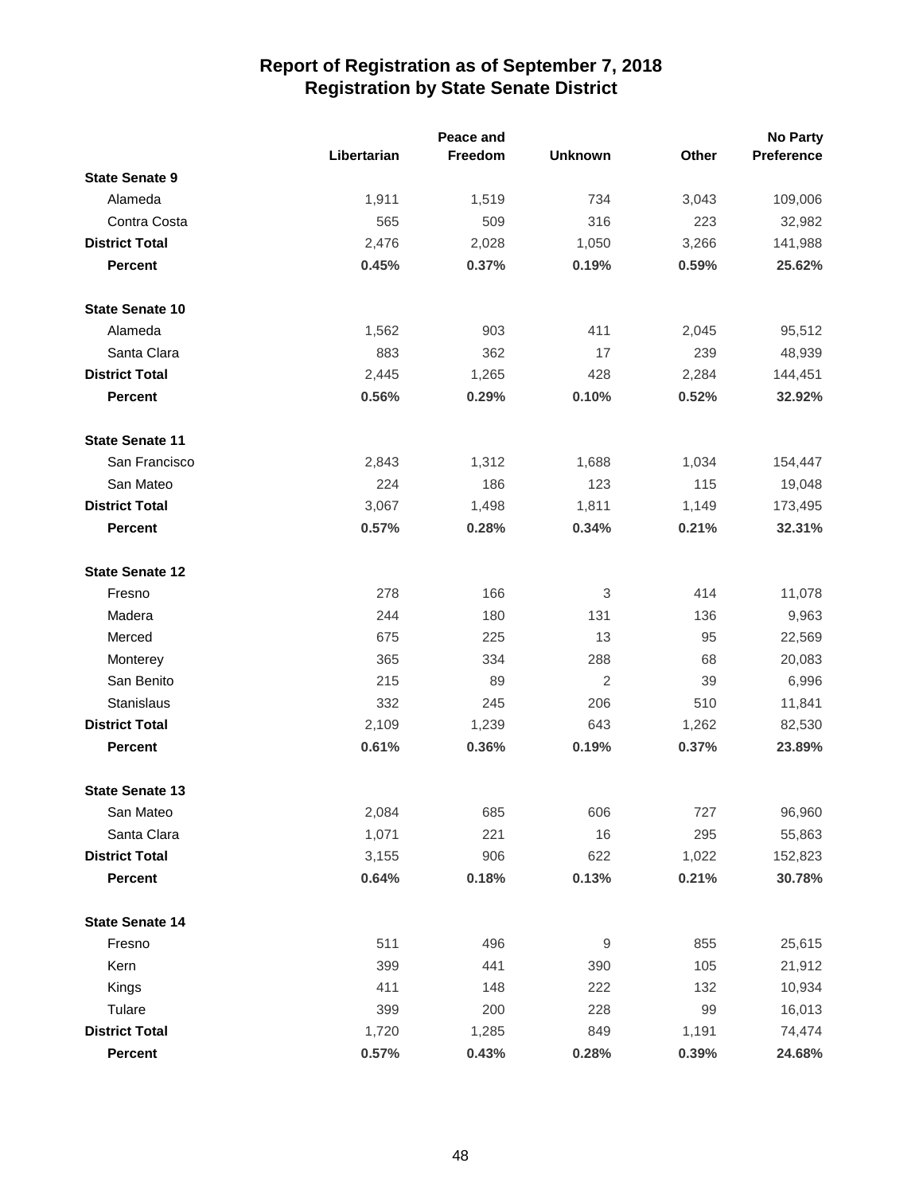# Report of Registration as of September 7, 2018
## Registration by State Senate District

| | Libertarian | Peace and Freedom | Unknown | Other | No Party Preference |
|---|---|---|---|---|---|
| **State Senate 9** | | | | | |
| Alameda | 1,911 | 1,519 | 734 | 3,043 | 109,006 |
| Contra Costa | 565 | 509 | 316 | 223 | 32,982 |
| **District Total** | 2,476 | 2,028 | 1,050 | 3,266 | 141,988 |
| **Percent** | **0.45%** | **0.37%** | **0.19%** | **0.59%** | **25.62%** |
| **State Senate 10** | | | | | |
| Alameda | 1,562 | 903 | 411 | 2,045 | 95,512 |
| Santa Clara | 883 | 362 | 17 | 239 | 48,939 |
| **District Total** | 2,445 | 1,265 | 428 | 2,284 | 144,451 |
| **Percent** | **0.56%** | **0.29%** | **0.10%** | **0.52%** | **32.92%** |
| **State Senate 11** | | | | | |
| San Francisco | 2,843 | 1,312 | 1,688 | 1,034 | 154,447 |
| San Mateo | 224 | 186 | 123 | 115 | 19,048 |
| **District Total** | 3,067 | 1,498 | 1,811 | 1,149 | 173,495 |
| **Percent** | **0.57%** | **0.28%** | **0.34%** | **0.21%** | **32.31%** |
| **State Senate 12** | | | | | |
| Fresno | 278 | 166 | 3 | 414 | 11,078 |
| Madera | 244 | 180 | 131 | 136 | 9,963 |
| Merced | 675 | 225 | 13 | 95 | 22,569 |
| Monterey | 365 | 334 | 288 | 68 | 20,083 |
| San Benito | 215 | 89 | 2 | 39 | 6,996 |
| Stanislaus | 332 | 245 | 206 | 510 | 11,841 |
| **District Total** | 2,109 | 1,239 | 643 | 1,262 | 82,530 |
| **Percent** | **0.61%** | **0.36%** | **0.19%** | **0.37%** | **23.89%** |
| **State Senate 13** | | | | | |
| San Mateo | 2,084 | 685 | 606 | 727 | 96,960 |
| Santa Clara | 1,071 | 221 | 16 | 295 | 55,863 |
| **District Total** | 3,155 | 906 | 622 | 1,022 | 152,823 |
| **Percent** | **0.64%** | **0.18%** | **0.13%** | **0.21%** | **30.78%** |
| **State Senate 14** | | | | | |
| Fresno | 511 | 496 | 9 | 855 | 25,615 |
| Kern | 399 | 441 | 390 | 105 | 21,912 |
| Kings | 411 | 148 | 222 | 132 | 10,934 |
| Tulare | 399 | 200 | 228 | 99 | 16,013 |
| **District Total** | 1,720 | 1,285 | 849 | 1,191 | 74,474 |
| **Percent** | **0.57%** | **0.43%** | **0.28%** | **0.39%** | **24.68%** |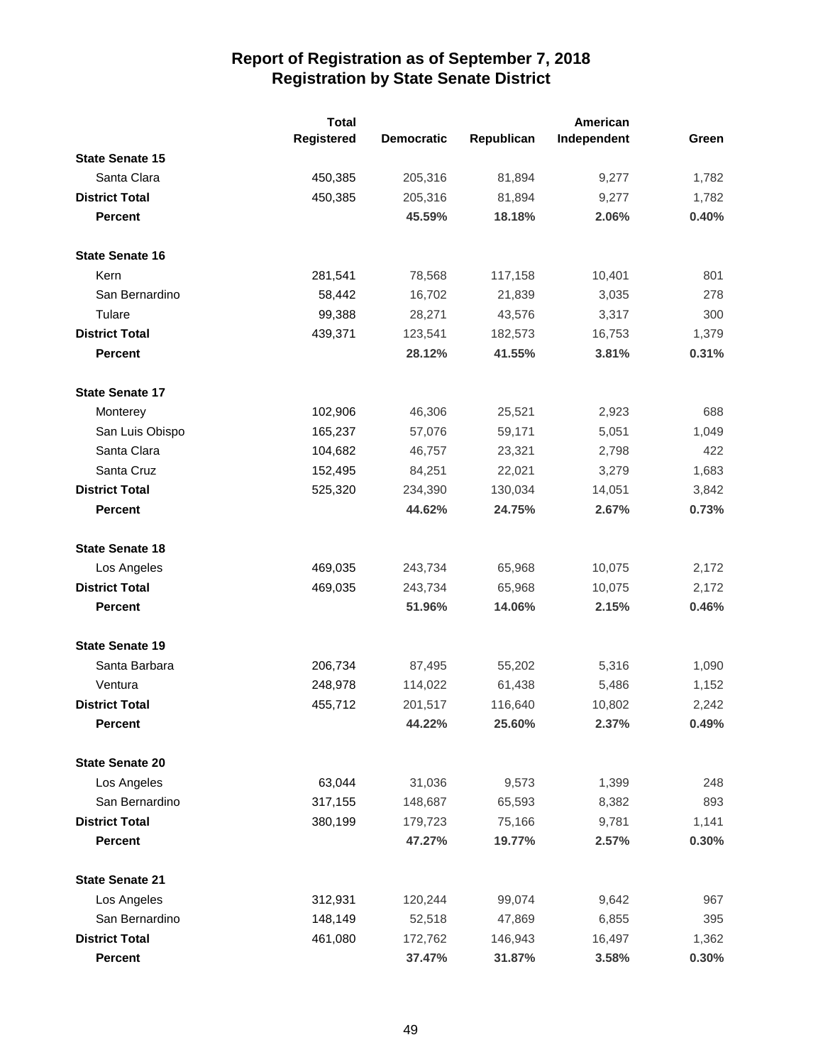# Report of Registration as of September 7, 2018
## Registration by State Senate District

| | Total Registered | Democratic | Republican | American Independent | Green |
|---|---|---|---|---|---|
| **State Senate 15** | | | | | |
| Santa Clara | 450,385 | 205,316 | 81,894 | 9,277 | 1,782 |
| **District Total** | 450,385 | 205,316 | 81,894 | 9,277 | 1,782 |
| **Percent** | | **45.59%** | **18.18%** | **2.06%** | **0.40%** |
| **State Senate 16** | | | | | |
| Kern | 281,541 | 78,568 | 117,158 | 10,401 | 801 |
| San Bernardino | 58,442 | 16,702 | 21,839 | 3,035 | 278 |
| Tulare | 99,388 | 28,271 | 43,576 | 3,317 | 300 |
| **District Total** | 439,371 | 123,541 | 182,573 | 16,753 | 1,379 |
| **Percent** | | **28.12%** | **41.55%** | **3.81%** | **0.31%** |
| **State Senate 17** | | | | | |
| Monterey | 102,906 | 46,306 | 25,521 | 2,923 | 688 |
| San Luis Obispo | 165,237 | 57,076 | 59,171 | 5,051 | 1,049 |
| Santa Clara | 104,682 | 46,757 | 23,321 | 2,798 | 422 |
| Santa Cruz | 152,495 | 84,251 | 22,021 | 3,279 | 1,683 |
| **District Total** | 525,320 | 234,390 | 130,034 | 14,051 | 3,842 |
| **Percent** | | **44.62%** | **24.75%** | **2.67%** | **0.73%** |
| **State Senate 18** | | | | | |
| Los Angeles | 469,035 | 243,734 | 65,968 | 10,075 | 2,172 |
| **District Total** | 469,035 | 243,734 | 65,968 | 10,075 | 2,172 |
| **Percent** | | **51.96%** | **14.06%** | **2.15%** | **0.46%** |
| **State Senate 19** | | | | | |
| Santa Barbara | 206,734 | 87,495 | 55,202 | 5,316 | 1,090 |
| Ventura | 248,978 | 114,022 | 61,438 | 5,486 | 1,152 |
| **District Total** | 455,712 | 201,517 | 116,640 | 10,802 | 2,242 |
| **Percent** | | **44.22%** | **25.60%** | **2.37%** | **0.49%** |
| **State Senate 20** | | | | | |
| Los Angeles | 63,044 | 31,036 | 9,573 | 1,399 | 248 |
| San Bernardino | 317,155 | 148,687 | 65,593 | 8,382 | 893 |
| **District Total** | 380,199 | 179,723 | 75,166 | 9,781 | 1,141 |
| **Percent** | | **47.27%** | **19.77%** | **2.57%** | **0.30%** |
| **State Senate 21** | | | | | |
| Los Angeles | 312,931 | 120,244 | 99,074 | 9,642 | 967 |
| San Bernardino | 148,149 | 52,518 | 47,869 | 6,855 | 395 |
| **District Total** | 461,080 | 172,762 | 146,943 | 16,497 | 1,362 |
| **Percent** | | **37.47%** | **31.87%** | **3.58%** | **0.30%** |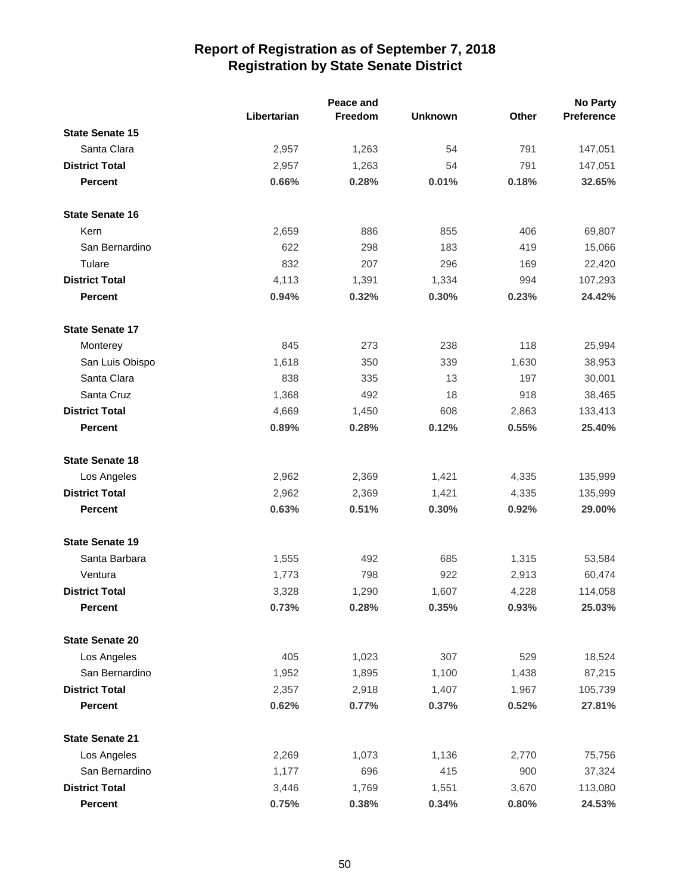# Report of Registration as of September 7, 2018
## Registration by State Senate District

| | Libertarian | Peace and Freedom | Unknown | Other | No Party Preference |
|---|---|---|---|---|---|
| **State Senate 15** | | | | | |
| Santa Clara | 2,957 | 1,263 | 54 | 791 | 147,051 |
| **District Total** | 2,957 | 1,263 | 54 | 791 | 147,051 |
| **Percent** | **0.66%** | **0.28%** | **0.01%** | **0.18%** | **32.65%** |
| **State Senate 16** | | | | | |
| Kern | 2,659 | 886 | 855 | 406 | 69,807 |
| San Bernardino | 622 | 298 | 183 | 419 | 15,066 |
| Tulare | 832 | 207 | 296 | 169 | 22,420 |
| **District Total** | 4,113 | 1,391 | 1,334 | 994 | 107,293 |
| **Percent** | **0.94%** | **0.32%** | **0.30%** | **0.23%** | **24.42%** |
| **State Senate 17** | | | | | |
| Monterey | 845 | 273 | 238 | 118 | 25,994 |
| San Luis Obispo | 1,618 | 350 | 339 | 1,630 | 38,953 |
| Santa Clara | 838 | 335 | 13 | 197 | 30,001 |
| Santa Cruz | 1,368 | 492 | 18 | 918 | 38,465 |
| **District Total** | 4,669 | 1,450 | 608 | 2,863 | 133,413 |
| **Percent** | **0.89%** | **0.28%** | **0.12%** | **0.55%** | **25.40%** |
| **State Senate 18** | | | | | |
| Los Angeles | 2,962 | 2,369 | 1,421 | 4,335 | 135,999 |
| **District Total** | 2,962 | 2,369 | 1,421 | 4,335 | 135,999 |
| **Percent** | **0.63%** | **0.51%** | **0.30%** | **0.92%** | **29.00%** |
| **State Senate 19** | | | | | |
| Santa Barbara | 1,555 | 492 | 685 | 1,315 | 53,584 |
| Ventura | 1,773 | 798 | 922 | 2,913 | 60,474 |
| **District Total** | 3,328 | 1,290 | 1,607 | 4,228 | 114,058 |
| **Percent** | **0.73%** | **0.28%** | **0.35%** | **0.93%** | **25.03%** |
| **State Senate 20** | | | | | |
| Los Angeles | 405 | 1,023 | 307 | 529 | 18,524 |
| San Bernardino | 1,952 | 1,895 | 1,100 | 1,438 | 87,215 |
| **District Total** | 2,357 | 2,918 | 1,407 | 1,967 | 105,739 |
| **Percent** | **0.62%** | **0.77%** | **0.37%** | **0.52%** | **27.81%** |
| **State Senate 21** | | | | | |
| Los Angeles | 2,269 | 1,073 | 1,136 | 2,770 | 75,756 |
| San Bernardino | 1,177 | 696 | 415 | 900 | 37,324 |
| **District Total** | 3,446 | 1,769 | 1,551 | 3,670 | 113,080 |
| **Percent** | **0.75%** | **0.38%** | **0.34%** | **0.80%** | **24.53%** |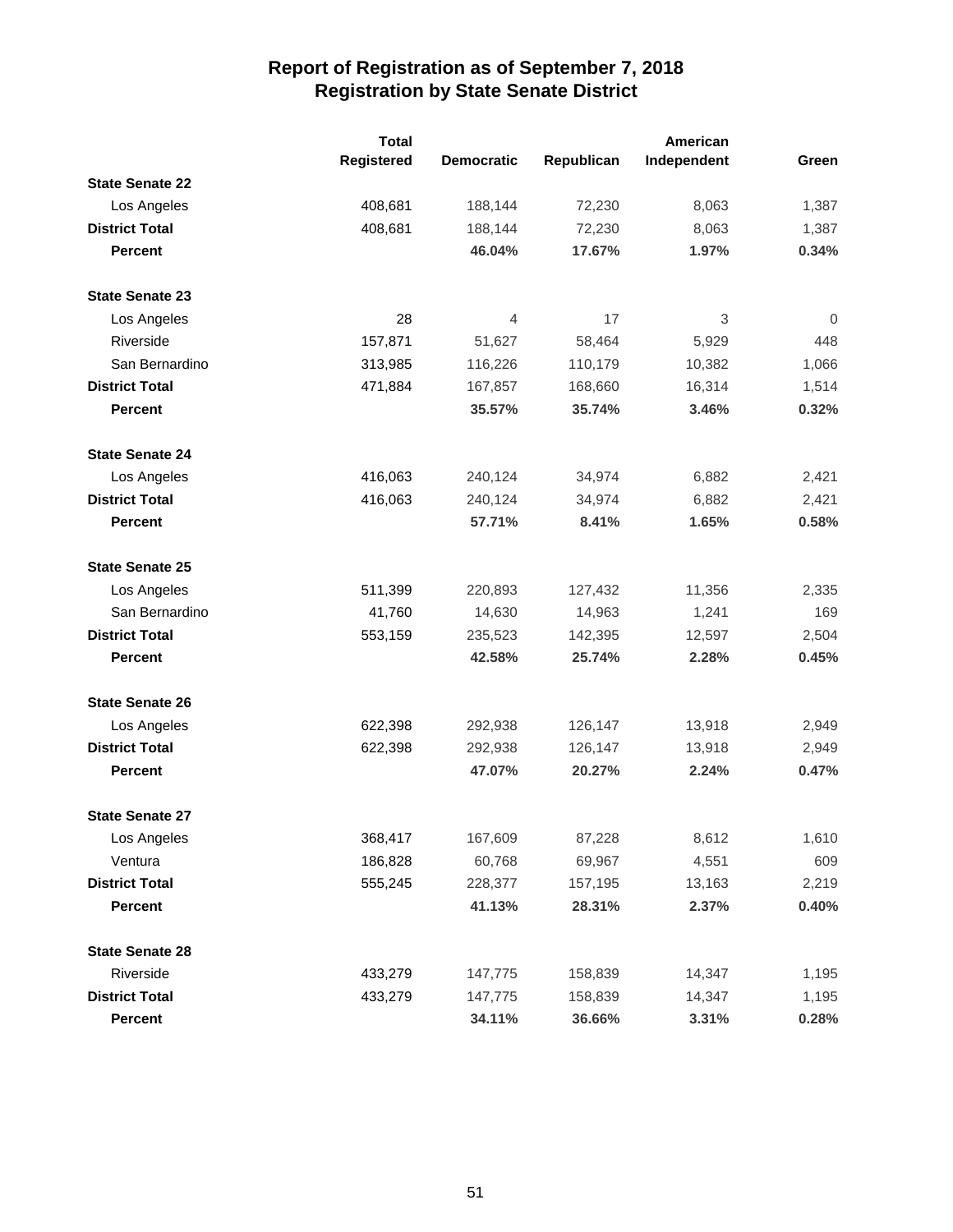# Report of Registration as of September 7, 2018
## Registration by State Senate District

| | Total Registered | Democratic | Republican | American Independent | Green |
|---|---|---|---|---|---|
| **State Senate 22** | | | | | |
| Los Angeles | 408,681 | 188,144 | 72,230 | 8,063 | 1,387 |
| **District Total** | 408,681 | 188,144 | 72,230 | 8,063 | 1,387 |
| **Percent** | | **46.04%** | **17.67%** | **1.97%** | **0.34%** |
| **State Senate 23** | | | | | |
| Los Angeles | 28 | 4 | 17 | 3 | 0 |
| Riverside | 157,871 | 51,627 | 58,464 | 5,929 | 448 |
| San Bernardino | 313,985 | 116,226 | 110,179 | 10,382 | 1,066 |
| **District Total** | 471,884 | 167,857 | 168,660 | 16,314 | 1,514 |
| **Percent** | | **35.57%** | **35.74%** | **3.46%** | **0.32%** |
| **State Senate 24** | | | | | |
| Los Angeles | 416,063 | 240,124 | 34,974 | 6,882 | 2,421 |
| **District Total** | 416,063 | 240,124 | 34,974 | 6,882 | 2,421 |
| **Percent** | | **57.71%** | **8.41%** | **1.65%** | **0.58%** |
| **State Senate 25** | | | | | |
| Los Angeles | 511,399 | 220,893 | 127,432 | 11,356 | 2,335 |
| San Bernardino | 41,760 | 14,630 | 14,963 | 1,241 | 169 |
| **District Total** | 553,159 | 235,523 | 142,395 | 12,597 | 2,504 |
| **Percent** | | **42.58%** | **25.74%** | **2.28%** | **0.45%** |
| **State Senate 26** | | | | | |
| Los Angeles | 622,398 | 292,938 | 126,147 | 13,918 | 2,949 |
| **District Total** | 622,398 | 292,938 | 126,147 | 13,918 | 2,949 |
| **Percent** | | **47.07%** | **20.27%** | **2.24%** | **0.47%** |
| **State Senate 27** | | | | | |
| Los Angeles | 368,417 | 167,609 | 87,228 | 8,612 | 1,610 |
| Ventura | 186,828 | 60,768 | 69,967 | 4,551 | 609 |
| **District Total** | 555,245 | 228,377 | 157,195 | 13,163 | 2,219 |
| **Percent** | | **41.13%** | **28.31%** | **2.37%** | **0.40%** |
| **State Senate 28** | | | | | |
| Riverside | 433,279 | 147,775 | 158,839 | 14,347 | 1,195 |
| **District Total** | 433,279 | 147,775 | 158,839 | 14,347 | 1,195 |
| **Percent** | | **34.11%** | **36.66%** | **3.31%** | **0.28%** |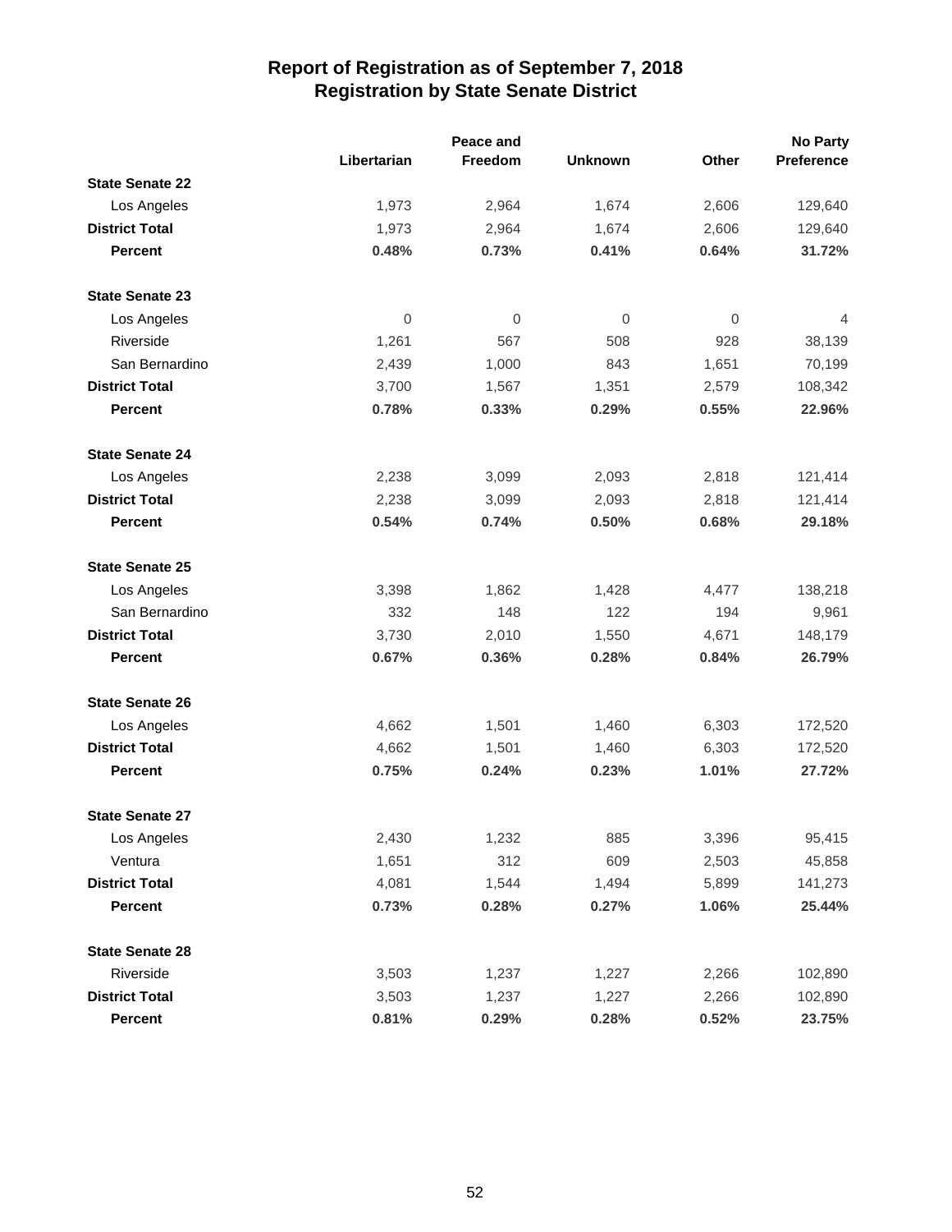# Report of Registration as of September 7, 2018
## Registration by State Senate District

| | Libertarian | Peace and Freedom | Unknown | Other | No Party Preference |
|---|---|---|---|---|---|
| **State Senate 22** | | | | | |
| Los Angeles | 1,973 | 2,964 | 1,674 | 2,606 | 129,640 |
| **District Total** | 1,973 | 2,964 | 1,674 | 2,606 | 129,640 |
| **Percent** | **0.48%** | **0.73%** | **0.41%** | **0.64%** | **31.72%** |
| **State Senate 23** | | | | | |
| Los Angeles | 0 | 0 | 0 | 0 | 4 |
| Riverside | 1,261 | 567 | 508 | 928 | 38,139 |
| San Bernardino | 2,439 | 1,000 | 843 | 1,651 | 70,199 |
| **District Total** | 3,700 | 1,567 | 1,351 | 2,579 | 108,342 |
| **Percent** | **0.78%** | **0.33%** | **0.29%** | **0.55%** | **22.96%** |
| **State Senate 24** | | | | | |
| Los Angeles | 2,238 | 3,099 | 2,093 | 2,818 | 121,414 |
| **District Total** | 2,238 | 3,099 | 2,093 | 2,818 | 121,414 |
| **Percent** | **0.54%** | **0.74%** | **0.50%** | **0.68%** | **29.18%** |
| **State Senate 25** | | | | | |
| Los Angeles | 3,398 | 1,862 | 1,428 | 4,477 | 138,218 |
| San Bernardino | 332 | 148 | 122 | 194 | 9,961 |
| **District Total** | 3,730 | 2,010 | 1,550 | 4,671 | 148,179 |
| **Percent** | **0.67%** | **0.36%** | **0.28%** | **0.84%** | **26.79%** |
| **State Senate 26** | | | | | |
| Los Angeles | 4,662 | 1,501 | 1,460 | 6,303 | 172,520 |
| **District Total** | 4,662 | 1,501 | 1,460 | 6,303 | 172,520 |
| **Percent** | **0.75%** | **0.24%** | **0.23%** | **1.01%** | **27.72%** |
| **State Senate 27** | | | | | |
| Los Angeles | 2,430 | 1,232 | 885 | 3,396 | 95,415 |
| Ventura | 1,651 | 312 | 609 | 2,503 | 45,858 |
| **District Total** | 4,081 | 1,544 | 1,494 | 5,899 | 141,273 |
| **Percent** | **0.73%** | **0.28%** | **0.27%** | **1.06%** | **25.44%** |
| **State Senate 28** | | | | | |
| Riverside | 3,503 | 1,237 | 1,227 | 2,266 | 102,890 |
| **District Total** | 3,503 | 1,237 | 1,227 | 2,266 | 102,890 |
| **Percent** | **0.81%** | **0.29%** | **0.28%** | **0.52%** | **23.75%** |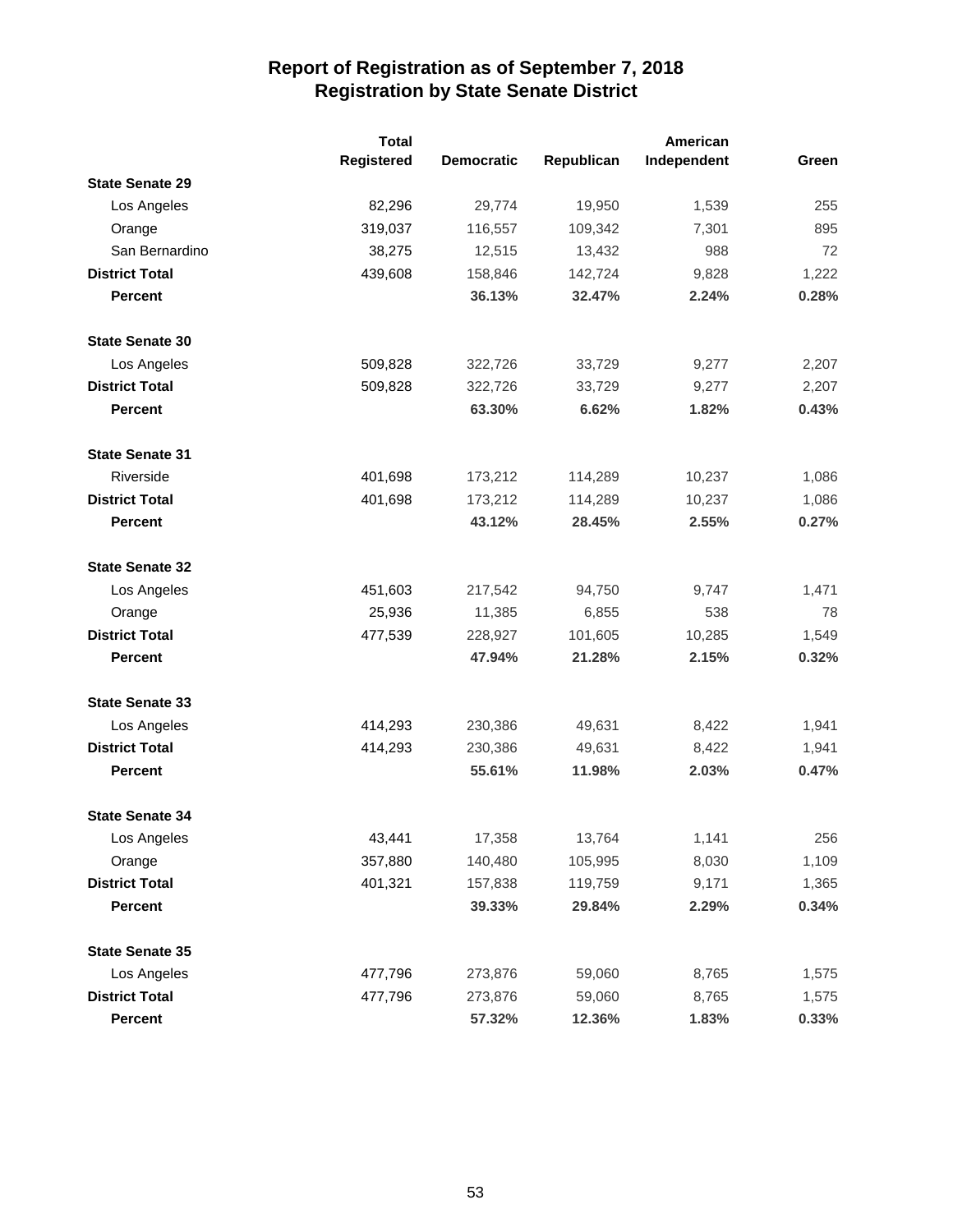# Report of Registration as of September 7, 2018
## Registration by State Senate District

| | Total Registered | Democratic | Republican | American Independent | Green |
|---|---|---|---|---|---|
| **State Senate 29** | | | | | |
| Los Angeles | 82,296 | 29,774 | 19,950 | 1,539 | 255 |
| Orange | 319,037 | 116,557 | 109,342 | 7,301 | 895 |
| San Bernardino | 38,275 | 12,515 | 13,432 | 988 | 72 |
| **District Total** | 439,608 | 158,846 | 142,724 | 9,828 | 1,222 |
| **Percent** | | **36.13%** | **32.47%** | **2.24%** | **0.28%** |
| **State Senate 30** | | | | | |
| Los Angeles | 509,828 | 322,726 | 33,729 | 9,277 | 2,207 |
| **District Total** | 509,828 | 322,726 | 33,729 | 9,277 | 2,207 |
| **Percent** | | **63.30%** | **6.62%** | **1.82%** | **0.43%** |
| **State Senate 31** | | | | | |
| Riverside | 401,698 | 173,212 | 114,289 | 10,237 | 1,086 |
| **District Total** | 401,698 | 173,212 | 114,289 | 10,237 | 1,086 |
| **Percent** | | **43.12%** | **28.45%** | **2.55%** | **0.27%** |
| **State Senate 32** | | | | | |
| Los Angeles | 451,603 | 217,542 | 94,750 | 9,747 | 1,471 |
| Orange | 25,936 | 11,385 | 6,855 | 538 | 78 |
| **District Total** | 477,539 | 228,927 | 101,605 | 10,285 | 1,549 |
| **Percent** | | **47.94%** | **21.28%** | **2.15%** | **0.32%** |
| **State Senate 33** | | | | | |
| Los Angeles | 414,293 | 230,386 | 49,631 | 8,422 | 1,941 |
| **District Total** | 414,293 | 230,386 | 49,631 | 8,422 | 1,941 |
| **Percent** | | **55.61%** | **11.98%** | **2.03%** | **0.47%** |
| **State Senate 34** | | | | | |
| Los Angeles | 43,441 | 17,358 | 13,764 | 1,141 | 256 |
| Orange | 357,880 | 140,480 | 105,995 | 8,030 | 1,109 |
| **District Total** | 401,321 | 157,838 | 119,759 | 9,171 | 1,365 |
| **Percent** | | **39.33%** | **29.84%** | **2.29%** | **0.34%** |
| **State Senate 35** | | | | | |
| Los Angeles | 477,796 | 273,876 | 59,060 | 8,765 | 1,575 |
| **District Total** | 477,796 | 273,876 | 59,060 | 8,765 | 1,575 |
| **Percent** | | **57.32%** | **12.36%** | **1.83%** | **0.33%** |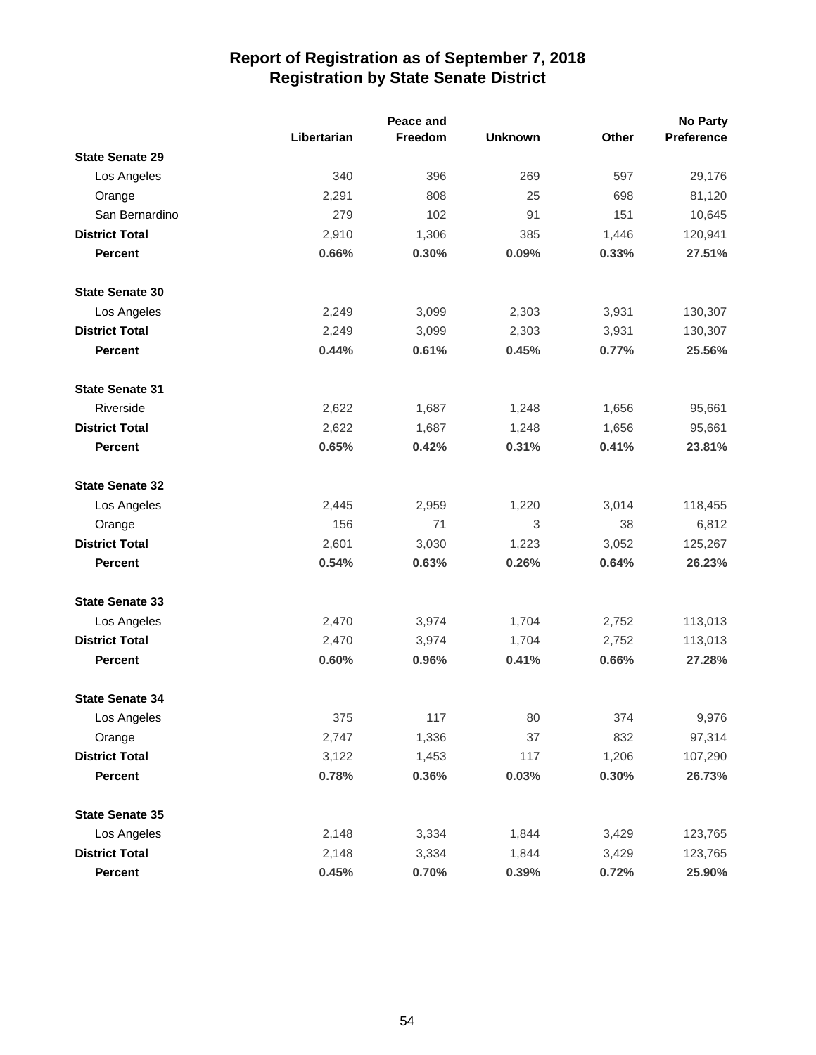# Report of Registration as of September 7, 2018
## Registration by State Senate District

| | Libertarian | Peace and Freedom | Unknown | Other | No Party Preference |
|---|---|---|---|---|---|
| **State Senate 29** | | | | | |
| Los Angeles | 340 | 396 | 269 | 597 | 29,176 |
| Orange | 2,291 | 808 | 25 | 698 | 81,120 |
| San Bernardino | 279 | 102 | 91 | 151 | 10,645 |
| **District Total** | 2,910 | 1,306 | 385 | 1,446 | 120,941 |
| **Percent** | **0.66%** | **0.30%** | **0.09%** | **0.33%** | **27.51%** |
| **State Senate 30** | | | | | |
| Los Angeles | 2,249 | 3,099 | 2,303 | 3,931 | 130,307 |
| **District Total** | 2,249 | 3,099 | 2,303 | 3,931 | 130,307 |
| **Percent** | **0.44%** | **0.61%** | **0.45%** | **0.77%** | **25.56%** |
| **State Senate 31** | | | | | |
| Riverside | 2,622 | 1,687 | 1,248 | 1,656 | 95,661 |
| **District Total** | 2,622 | 1,687 | 1,248 | 1,656 | 95,661 |
| **Percent** | **0.65%** | **0.42%** | **0.31%** | **0.41%** | **23.81%** |
| **State Senate 32** | | | | | |
| Los Angeles | 2,445 | 2,959 | 1,220 | 3,014 | 118,455 |
| Orange | 156 | 71 | 3 | 38 | 6,812 |
| **District Total** | 2,601 | 3,030 | 1,223 | 3,052 | 125,267 |
| **Percent** | **0.54%** | **0.63%** | **0.26%** | **0.64%** | **26.23%** |
| **State Senate 33** | | | | | |
| Los Angeles | 2,470 | 3,974 | 1,704 | 2,752 | 113,013 |
| **District Total** | 2,470 | 3,974 | 1,704 | 2,752 | 113,013 |
| **Percent** | **0.60%** | **0.96%** | **0.41%** | **0.66%** | **27.28%** |
| **State Senate 34** | | | | | |
| Los Angeles | 375 | 117 | 80 | 374 | 9,976 |
| Orange | 2,747 | 1,336 | 37 | 832 | 97,314 |
| **District Total** | 3,122 | 1,453 | 117 | 1,206 | 107,290 |
| **Percent** | **0.78%** | **0.36%** | **0.03%** | **0.30%** | **26.73%** |
| **State Senate 35** | | | | | |
| Los Angeles | 2,148 | 3,334 | 1,844 | 3,429 | 123,765 |
| **District Total** | 2,148 | 3,334 | 1,844 | 3,429 | 123,765 |
| **Percent** | **0.45%** | **0.70%** | **0.39%** | **0.72%** | **25.90%** |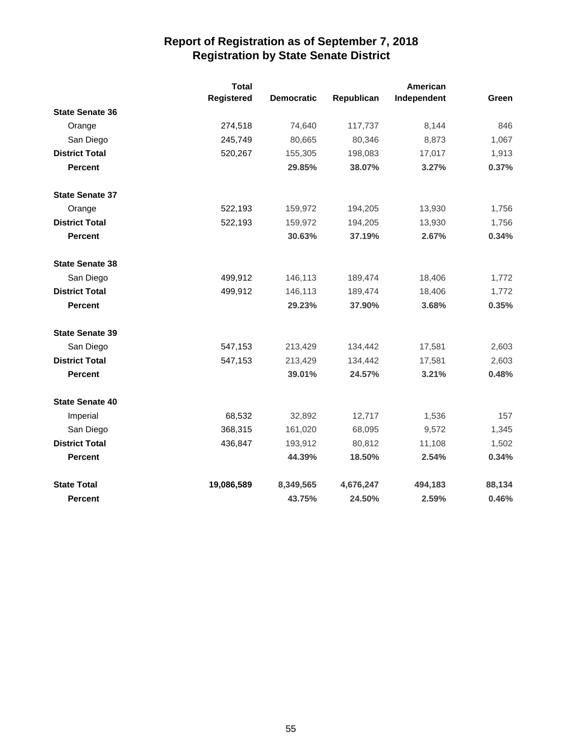# Report of Registration as of September 7, 2018
## Registration by State Senate District

| | Total Registered | Democratic | Republican | American Independent | Green |
|---|---|---|---|---|---|
| **State Senate 36** | | | | | |
| Orange | 274,518 | 74,640 | 117,737 | 8,144 | 846 |
| San Diego | 245,749 | 80,665 | 80,346 | 8,873 | 1,067 |
| **District Total** | 520,267 | 155,305 | 198,083 | 17,017 | 1,913 |
| **Percent** | | **29.85%** | **38.07%** | **3.27%** | **0.37%** |
| **State Senate 37** | | | | | |
| Orange | 522,193 | 159,972 | 194,205 | 13,930 | 1,756 |
| **District Total** | 522,193 | 159,972 | 194,205 | 13,930 | 1,756 |
| **Percent** | | **30.63%** | **37.19%** | **2.67%** | **0.34%** |
| **State Senate 38** | | | | | |
| San Diego | 499,912 | 146,113 | 189,474 | 18,406 | 1,772 |
| **District Total** | 499,912 | 146,113 | 189,474 | 18,406 | 1,772 |
| **Percent** | | **29.23%** | **37.90%** | **3.68%** | **0.35%** |
| **State Senate 39** | | | | | |
| San Diego | 547,153 | 213,429 | 134,442 | 17,581 | 2,603 |
| **District Total** | 547,153 | 213,429 | 134,442 | 17,581 | 2,603 |
| **Percent** | | **39.01%** | **24.57%** | **3.21%** | **0.48%** |
| **State Senate 40** | | | | | |
| Imperial | 68,532 | 32,892 | 12,717 | 1,536 | 157 |
| San Diego | 368,315 | 161,020 | 68,095 | 9,572 | 1,345 |
| **District Total** | 436,847 | 193,912 | 80,812 | 11,108 | 1,502 |
| **Percent** | | **44.39%** | **18.50%** | **2.54%** | **0.34%** |
| **State Total** | **19,086,589** | **8,349,565** | **4,676,247** | **494,183** | **88,134** |
| **Percent** | | **43.75%** | **24.50%** | **2.59%** | **0.46%** |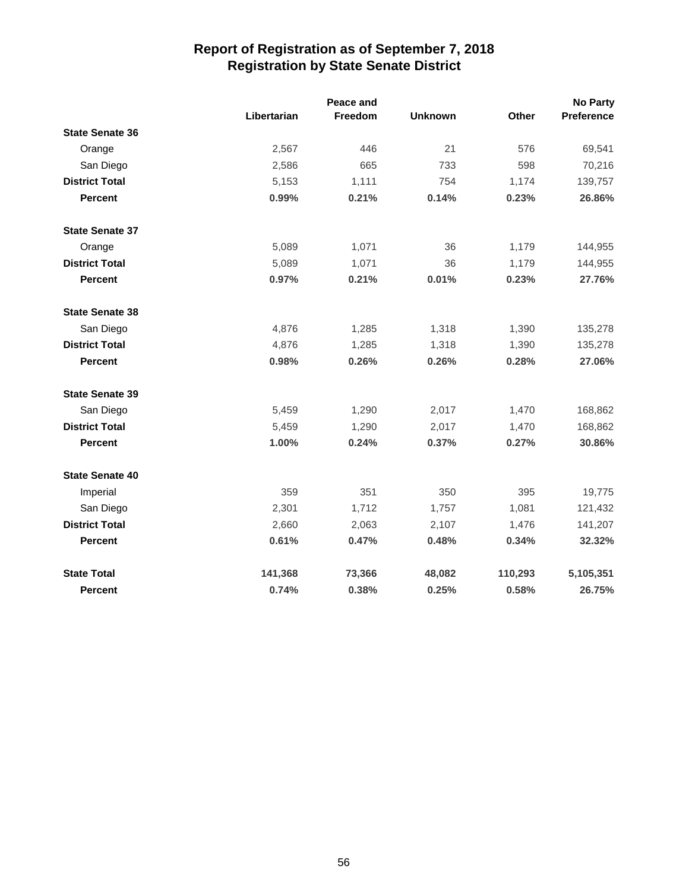# Report of Registration as of September 7, 2018
## Registration by State Senate District

| | Libertarian | Peace and Freedom | Unknown | Other | No Party Preference |
|---|---|---|---|---|---|
| **State Senate 36** | | | | | |
| Orange | 2,567 | 446 | 21 | 576 | 69,541 |
| San Diego | 2,586 | 665 | 733 | 598 | 70,216 |
| **District Total** | 5,153 | 1,111 | 754 | 1,174 | 139,757 |
| **Percent** | **0.99%** | **0.21%** | **0.14%** | **0.23%** | **26.86%** |
| **State Senate 37** | | | | | |
| Orange | 5,089 | 1,071 | 36 | 1,179 | 144,955 |
| **District Total** | 5,089 | 1,071 | 36 | 1,179 | 144,955 |
| **Percent** | **0.97%** | **0.21%** | **0.01%** | **0.23%** | **27.76%** |
| **State Senate 38** | | | | | |
| San Diego | 4,876 | 1,285 | 1,318 | 1,390 | 135,278 |
| **District Total** | 4,876 | 1,285 | 1,318 | 1,390 | 135,278 |
| **Percent** | **0.98%** | **0.26%** | **0.26%** | **0.28%** | **27.06%** |
| **State Senate 39** | | | | | |
| San Diego | 5,459 | 1,290 | 2,017 | 1,470 | 168,862 |
| **District Total** | 5,459 | 1,290 | 2,017 | 1,470 | 168,862 |
| **Percent** | **1.00%** | **0.24%** | **0.37%** | **0.27%** | **30.86%** |
| **State Senate 40** | | | | | |
| Imperial | 359 | 351 | 350 | 395 | 19,775 |
| San Diego | 2,301 | 1,712 | 1,757 | 1,081 | 121,432 |
| **District Total** | 2,660 | 2,063 | 2,107 | 1,476 | 141,207 |
| **Percent** | **0.61%** | **0.47%** | **0.48%** | **0.34%** | **32.32%** |
| **State Total** | **141,368** | **73,366** | **48,082** | **110,293** | **5,105,351** |
| **Percent** | **0.74%** | **0.38%** | **0.25%** | **0.58%** | **26.75%** |